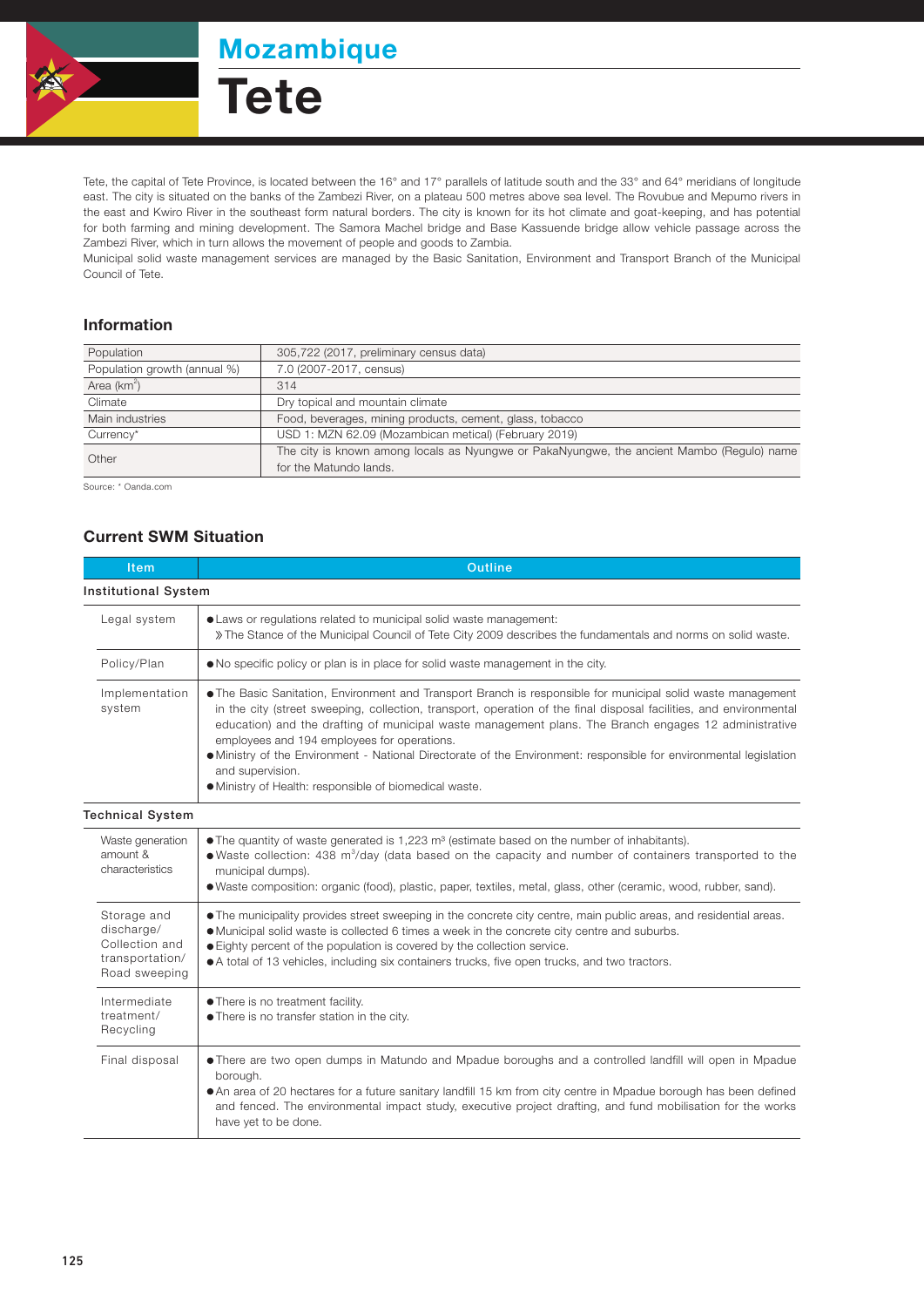# Mozambique

# Tete

Tete, the capital of Tete Province, is located between the 16° and 17° parallels of latitude south and the 33° and 64° meridians of longitude east. The city is situated on the banks of the Zambezi River, on a plateau 500 metres above sea level. The Rovubue and Mepumo rivers in the east and Kwiro River in the southeast form natural borders. The city is known for its hot climate and goat-keeping, and has potential for both farming and mining development. The Samora Machel bridge and Base Kassuende bridge allow vehicle passage across the Zambezi River, which in turn allows the movement of people and goods to Zambia.

Municipal solid waste management services are managed by the Basic Sanitation, Environment and Transport Branch of the Municipal Council of Tete.

## Information

| | |
|---|---|
| Population | 305,722 (2017, preliminary census data) |
| Population growth (annual %) | 7.0 (2007-2017, census) |
| Area (km$^2$) | 314 |
| Climate | Dry topical and mountain climate |
| Main industries | Food, beverages, mining products, cement, glass, tobacco |
| Currency* | USD 1: MZN 62.09 (Mozambican metical) (February 2019) |
| Other | The city is known among locals as Nyungwe or PakaNyungwe, the ancient Mambo (Regulo) name for the Matundo lands. |

Source: * Oanda.com

## Current SWM Situation

| Item | Outline |
|---|---|
| **Institutional System** | |
| Legal system | ● Laws or regulations related to municipal solid waste management:<br>» The Stance of the Municipal Council of Tete City 2009 describes the fundamentals and norms on solid waste. |
| Policy/Plan | ● No specific policy or plan is in place for solid waste management in the city. |
| Implementation system | ● The Basic Sanitation, Environment and Transport Branch is responsible for municipal solid waste management in the city (street sweeping, collection, transport, operation of the final disposal facilities, and environmental education) and the drafting of municipal waste management plans. The Branch engages 12 administrative employees and 194 employees for operations.<br>● Ministry of the Environment - National Directorate of the Environment: responsible for environmental legislation and supervision.<br>● Ministry of Health: responsible of biomedical waste. |
| **Technical System** | |
| Waste generation amount & characteristics | ● The quantity of waste generated is 1,223 m$^3$ (estimate based on the number of inhabitants).<br>● Waste collection: 438 m$^3$/day (data based on the capacity and number of containers transported to the municipal dumps).<br>● Waste composition: organic (food), plastic, paper, textiles, metal, glass, other (ceramic, wood, rubber, sand). |
| Storage and discharge/ Collection and transportation/ Road sweeping | ● The municipality provides street sweeping in the concrete city centre, main public areas, and residential areas.<br>● Municipal solid waste is collected 6 times a week in the concrete city centre and suburbs.<br>● Eighty percent of the population is covered by the collection service.<br>● A total of 13 vehicles, including six containers trucks, five open trucks, and two tractors. |
| Intermediate treatment/ Recycling | ● There is no treatment facility.<br>● There is no transfer station in the city. |
| Final disposal | ● There are two open dumps in Matundo and Mpadue boroughs and a controlled landfill will open in Mpadue borough.<br>● An area of 20 hectares for a future sanitary landfill 15 km from city centre in Mpadue borough has been defined and fenced. The environmental impact study, executive project drafting, and fund mobilisation for the works have yet to be done. |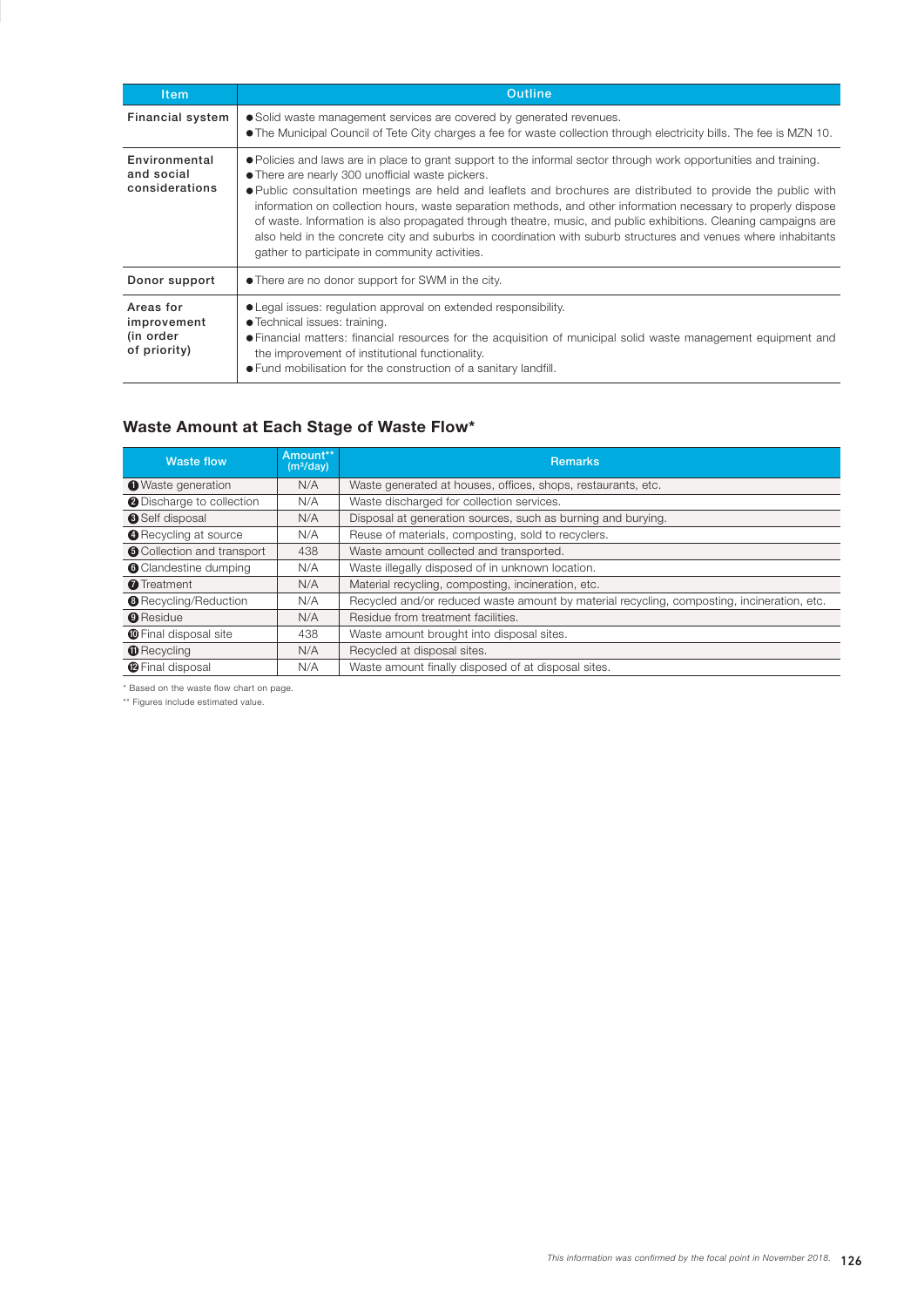| Item | Outline |
|---|---|
| Financial system | ● Solid waste management services are covered by generated revenues.<br>● The Municipal Council of Tete City charges a fee for waste collection through electricity bills. The fee is MZN 10. |
| Environmental and social considerations | ● Policies and laws are in place to grant support to the informal sector through work opportunities and training.<br>● There are nearly 300 unofficial waste pickers.<br>● Public consultation meetings are held and leaflets and brochures are distributed to provide the public with information on collection hours, waste separation methods, and other information necessary to properly dispose of waste. Information is also propagated through theatre, music, and public exhibitions. Cleaning campaigns are also held in the concrete city and suburbs in coordination with suburb structures and venues where inhabitants gather to participate in community activities. |
| Donor support | ● There are no donor support for SWM in the city. |
| Areas for improvement (in order of priority) | ● Legal issues: regulation approval on extended responsibility.<br>● Technical issues: training.<br>● Financial matters: financial resources for the acquisition of municipal solid waste management equipment and the improvement of institutional functionality.<br>● Fund mobilisation for the construction of a sanitary landfill. |

## Waste Amount at Each Stage of Waste Flow*

| Waste flow | Amount** ($m^3$/day) | Remarks |
|---|---|---|
| ❶ Waste generation | N/A | Waste generated at houses, offices, shops, restaurants, etc. |
| ❷ Discharge to collection | N/A | Waste discharged for collection services. |
| ❸ Self disposal | N/A | Disposal at generation sources, such as burning and burying. |
| ❹ Recycling at source | N/A | Reuse of materials, composting, sold to recyclers. |
| ❺ Collection and transport | 438 | Waste amount collected and transported. |
| ❻ Clandestine dumping | N/A | Waste illegally disposed of in unknown location. |
| ❼ Treatment | N/A | Material recycling, composting, incineration, etc. |
| ❽ Recycling/Reduction | N/A | Recycled and/or reduced waste amount by material recycling, composting, incineration, etc. |
| ❾ Residue | N/A | Residue from treatment facilities. |
| ❿ Final disposal site | 438 | Waste amount brought into disposal sites. |
| ⓫ Recycling | N/A | Recycled at disposal sites. |
| ⓬ Final disposal | N/A | Waste amount finally disposed of at disposal sites. |

\* Based on the waste flow chart on page.

\*\* Figures include estimated value.

*This information was confirmed by the focal point in November 2018.*